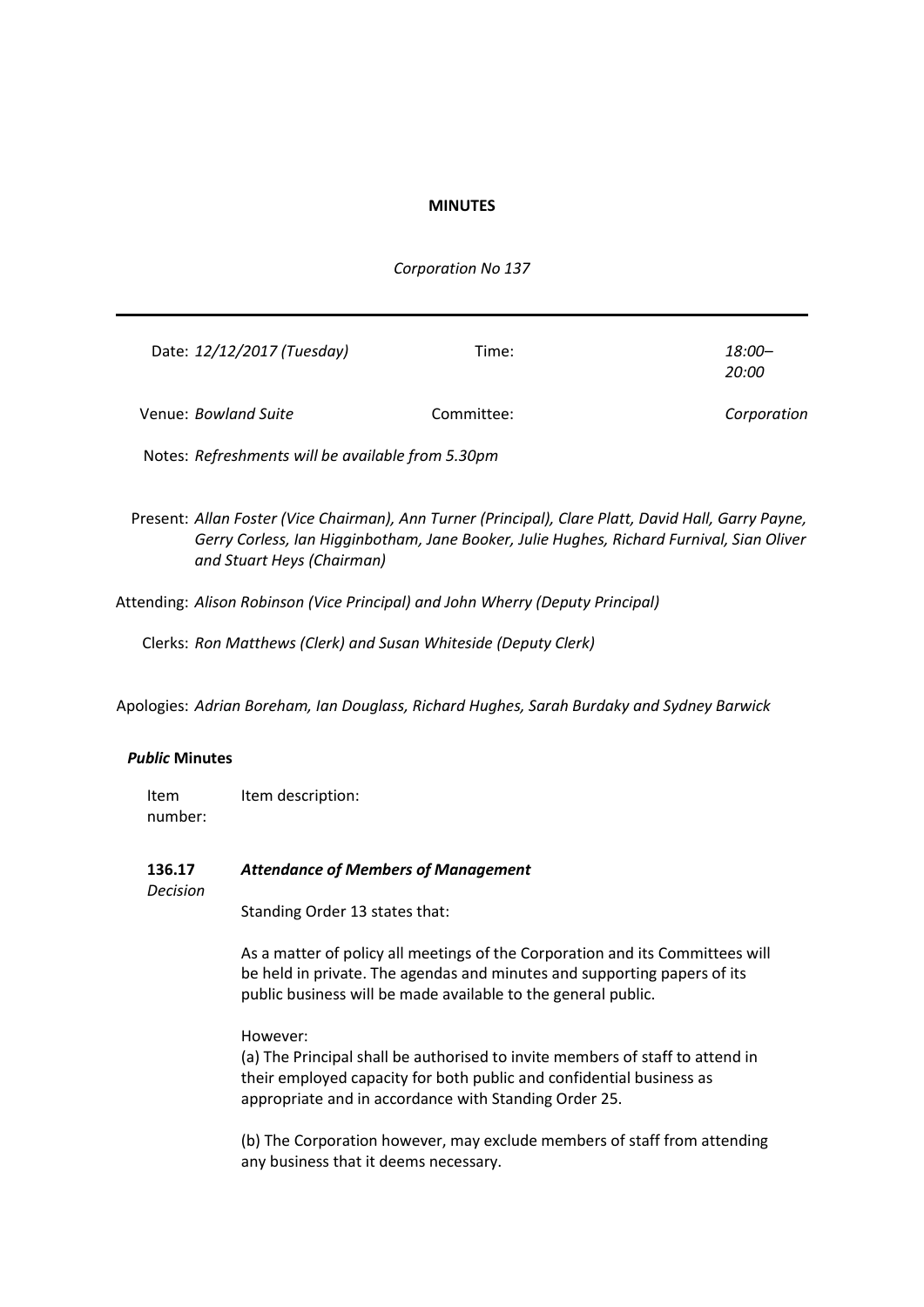**MINUTES**

*Corporation No 137*

---

Date: *12/12/2017 (Tuesday)* Time: *18:00–20:00*

Venue: *Bowland Suite* Committee: *Corporation*

Notes: *Refreshments will be available from 5.30pm*

Present: *Allan Foster (Vice Chairman), Ann Turner (Principal), Clare Platt, David Hall, Garry Payne, Gerry Corless, Ian Higginbotham, Jane Booker, Julie Hughes, Richard Furnival, Sian Oliver and Stuart Heys (Chairman)*

Attending: *Alison Robinson (Vice Principal) and John Wherry (Deputy Principal)*

Clerks: *Ron Matthews (Clerk) and Susan Whiteside (Deputy Clerk)*

Apologies: *Adrian Boreham, Ian Douglass, Richard Hughes, Sarah Burdaky and Sydney Barwick*

***Public* Minutes**

| Item number: | Item description: |
|---|---|

**136.17** *Decision*

***Attendance of Members of Management***

Standing Order 13 states that:

As a matter of policy all meetings of the Corporation and its Committees will be held in private. The agendas and minutes and supporting papers of its public business will be made available to the general public.

However:
(a) The Principal shall be authorised to invite members of staff to attend in their employed capacity for both public and confidential business as appropriate and in accordance with Standing Order 25.

(b) The Corporation however, may exclude members of staff from attending any business that it deems necessary.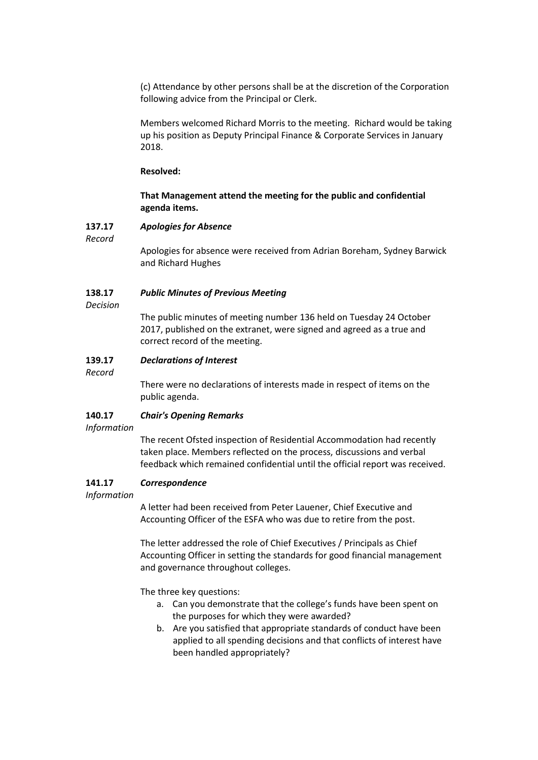(c) Attendance by other persons shall be at the discretion of the Corporation following advice from the Principal or Clerk.

Members welcomed Richard Morris to the meeting. Richard would be taking up his position as Deputy Principal Finance & Corporate Services in January 2018.

**Resolved:**

**That Management attend the meeting for the public and confidential agenda items.**

**137.17** ***Apologies for Absence***

*Record*

Apologies for absence were received from Adrian Boreham, Sydney Barwick and Richard Hughes

**138.17** ***Public Minutes of Previous Meeting***

*Decision*

The public minutes of meeting number 136 held on Tuesday 24 October 2017, published on the extranet, were signed and agreed as a true and correct record of the meeting.

**139.17** ***Declarations of Interest***

*Record*

There were no declarations of interests made in respect of items on the public agenda.

**140.17** ***Chair's Opening Remarks***

*Information*

The recent Ofsted inspection of Residential Accommodation had recently taken place. Members reflected on the process, discussions and verbal feedback which remained confidential until the official report was received.

**141.17** ***Correspondence***

*Information*

A letter had been received from Peter Lauener, Chief Executive and Accounting Officer of the ESFA who was due to retire from the post.

The letter addressed the role of Chief Executives / Principals as Chief Accounting Officer in setting the standards for good financial management and governance throughout colleges.

The three key questions:

a. Can you demonstrate that the college's funds have been spent on the purposes for which they were awarded?
b. Are you satisfied that appropriate standards of conduct have been applied to all spending decisions and that conflicts of interest have been handled appropriately?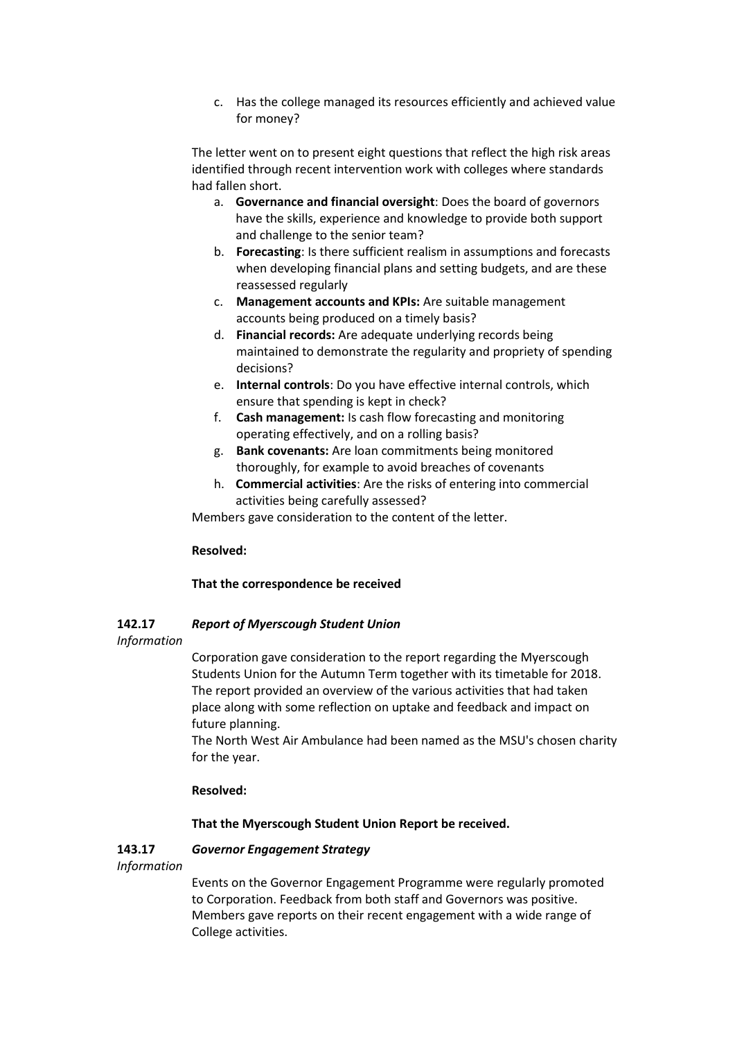c. Has the college managed its resources efficiently and achieved value for money?

The letter went on to present eight questions that reflect the high risk areas identified through recent intervention work with colleges where standards had fallen short.

a. **Governance and financial oversight**: Does the board of governors have the skills, experience and knowledge to provide both support and challenge to the senior team?
b. **Forecasting**: Is there sufficient realism in assumptions and forecasts when developing financial plans and setting budgets, and are these reassessed regularly
c. **Management accounts and KPIs:** Are suitable management accounts being produced on a timely basis?
d. **Financial records:** Are adequate underlying records being maintained to demonstrate the regularity and propriety of spending decisions?
e. **Internal controls**: Do you have effective internal controls, which ensure that spending is kept in check?
f. **Cash management:** Is cash flow forecasting and monitoring operating effectively, and on a rolling basis?
g. **Bank covenants:** Are loan commitments being monitored thoroughly, for example to avoid breaches of covenants
h. **Commercial activities**: Are the risks of entering into commercial activities being carefully assessed?

Members gave consideration to the content of the letter.

**Resolved:**

**That the correspondence be received**

### 142.17 *Report of Myerscough Student Union*

*Information*

Corporation gave consideration to the report regarding the Myerscough Students Union for the Autumn Term together with its timetable for 2018. The report provided an overview of the various activities that had taken place along with some reflection on uptake and feedback and impact on future planning.
The North West Air Ambulance had been named as the MSU's chosen charity for the year.

**Resolved:**

**That the Myerscough Student Union Report be received.**

### 143.17 *Governor Engagement Strategy*

*Information*

Events on the Governor Engagement Programme were regularly promoted to Corporation. Feedback from both staff and Governors was positive. Members gave reports on their recent engagement with a wide range of College activities.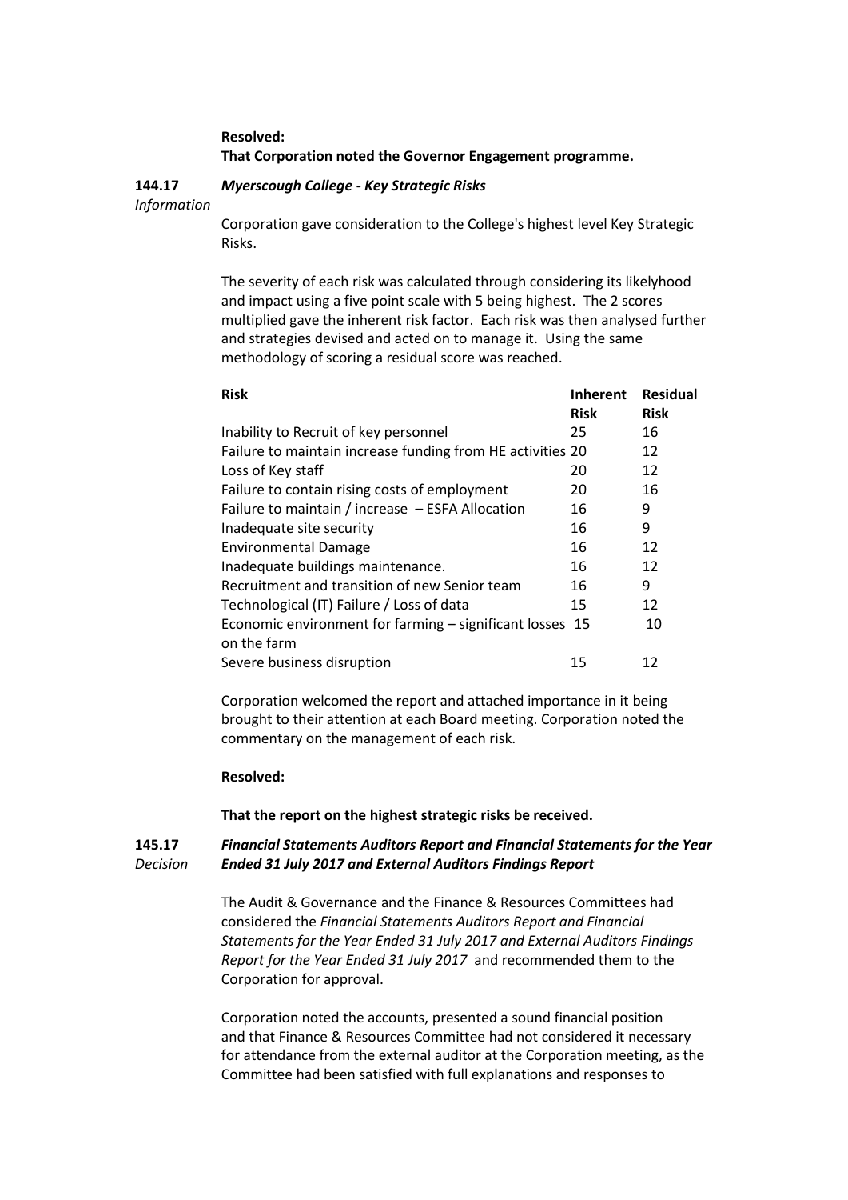**Resolved:**
**That Corporation noted the Governor Engagement programme.**

**144.17** ***Myerscough College - Key Strategic Risks***
*Information*

Corporation gave consideration to the College's highest level Key Strategic Risks.

The severity of each risk was calculated through considering its likelyhood and impact using a five point scale with 5 being highest. The 2 scores multiplied gave the inherent risk factor. Each risk was then analysed further and strategies devised and acted on to manage it. Using the same methodology of scoring a residual score was reached.

| Risk | Inherent Risk | Residual Risk |
|---|---|---|
| Inability to Recruit of key personnel | 25 | 16 |
| Failure to maintain increase funding from HE activities | 20 | 12 |
| Loss of Key staff | 20 | 12 |
| Failure to contain rising costs of employment | 20 | 16 |
| Failure to maintain / increase – ESFA Allocation | 16 | 9 |
| Inadequate site security | 16 | 9 |
| Environmental Damage | 16 | 12 |
| Inadequate buildings maintenance. | 16 | 12 |
| Recruitment and transition of new Senior team | 16 | 9 |
| Technological (IT) Failure / Loss of data | 15 | 12 |
| Economic environment for farming – significant losses on the farm | 15 | 10 |
| Severe business disruption | 15 | 12 |

Corporation welcomed the report and attached importance in it being brought to their attention at each Board meeting. Corporation noted the commentary on the management of each risk.

**Resolved:**

**That the report on the highest strategic risks be received.**

**145.17** ***Financial Statements Auditors Report and Financial Statements for the Year Ended 31 July 2017 and External Auditors Findings Report***
*Decision*

The Audit & Governance and the Finance & Resources Committees had considered the *Financial Statements Auditors Report and Financial Statements for the Year Ended 31 July 2017 and External Auditors Findings Report for the Year Ended 31 July 2017* and recommended them to the Corporation for approval.

Corporation noted the accounts, presented a sound financial position and that Finance & Resources Committee had not considered it necessary for attendance from the external auditor at the Corporation meeting, as the Committee had been satisfied with full explanations and responses to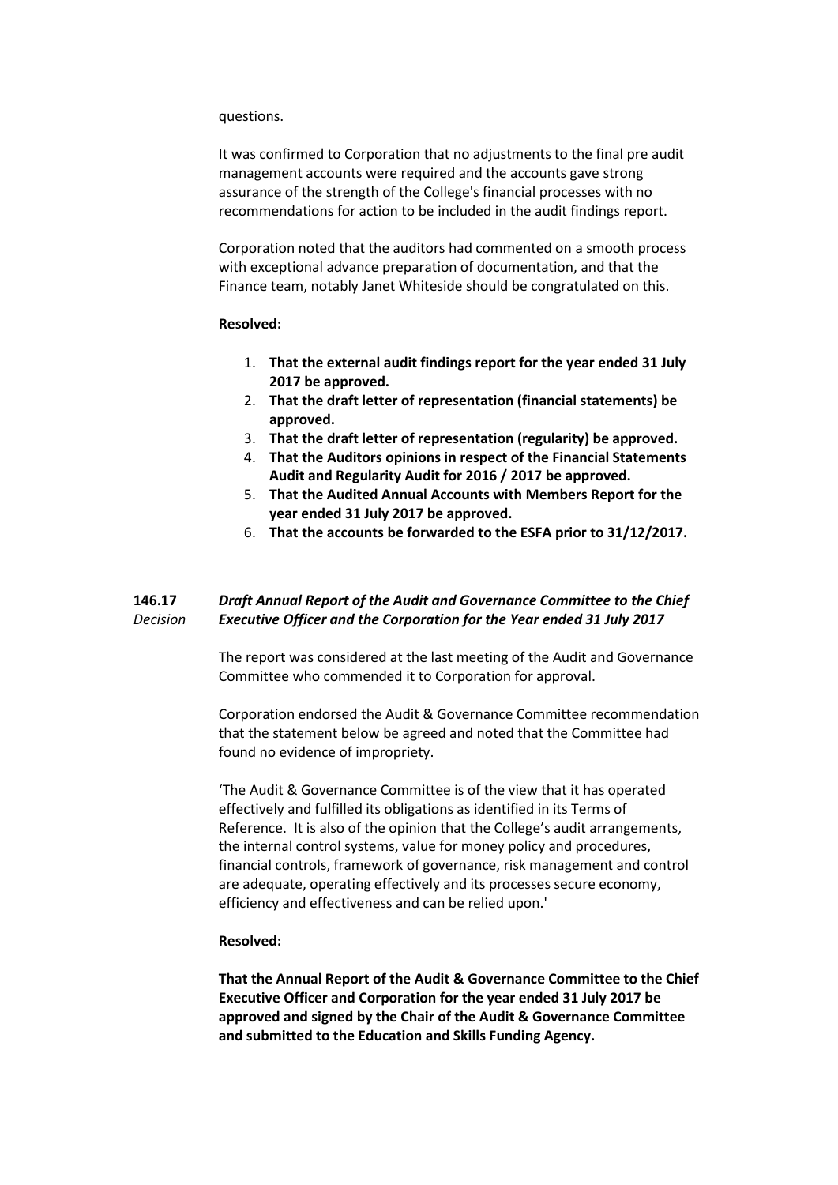questions.

It was confirmed to Corporation that no adjustments to the final pre audit management accounts were required and the accounts gave strong assurance of the strength of the College's financial processes with no recommendations for action to be included in the audit findings report.

Corporation noted that the auditors had commented on a smooth process with exceptional advance preparation of documentation, and that the Finance team, notably Janet Whiteside should be congratulated on this.

**Resolved:**

1. **That the external audit findings report for the year ended 31 July 2017 be approved.**
2. **That the draft letter of representation (financial statements) be approved.**
3. **That the draft letter of representation (regularity) be approved.**
4. **That the Auditors opinions in respect of the Financial Statements Audit and Regularity Audit for 2016 / 2017 be approved.**
5. **That the Audited Annual Accounts with Members Report for the year ended 31 July 2017 be approved.**
6. **That the accounts be forwarded to the ESFA prior to 31/12/2017.**

**146.17** *Decision*

***Draft Annual Report of the Audit and Governance Committee to the Chief Executive Officer and the Corporation for the Year ended 31 July 2017***

The report was considered at the last meeting of the Audit and Governance Committee who commended it to Corporation for approval.

Corporation endorsed the Audit & Governance Committee recommendation that the statement below be agreed and noted that the Committee had found no evidence of impropriety.

'The Audit & Governance Committee is of the view that it has operated effectively and fulfilled its obligations as identified in its Terms of Reference. It is also of the opinion that the College's audit arrangements, the internal control systems, value for money policy and procedures, financial controls, framework of governance, risk management and control are adequate, operating effectively and its processes secure economy, efficiency and effectiveness and can be relied upon.'

**Resolved:**

**That the Annual Report of the Audit & Governance Committee to the Chief Executive Officer and Corporation for the year ended 31 July 2017 be approved and signed by the Chair of the Audit & Governance Committee and submitted to the Education and Skills Funding Agency.**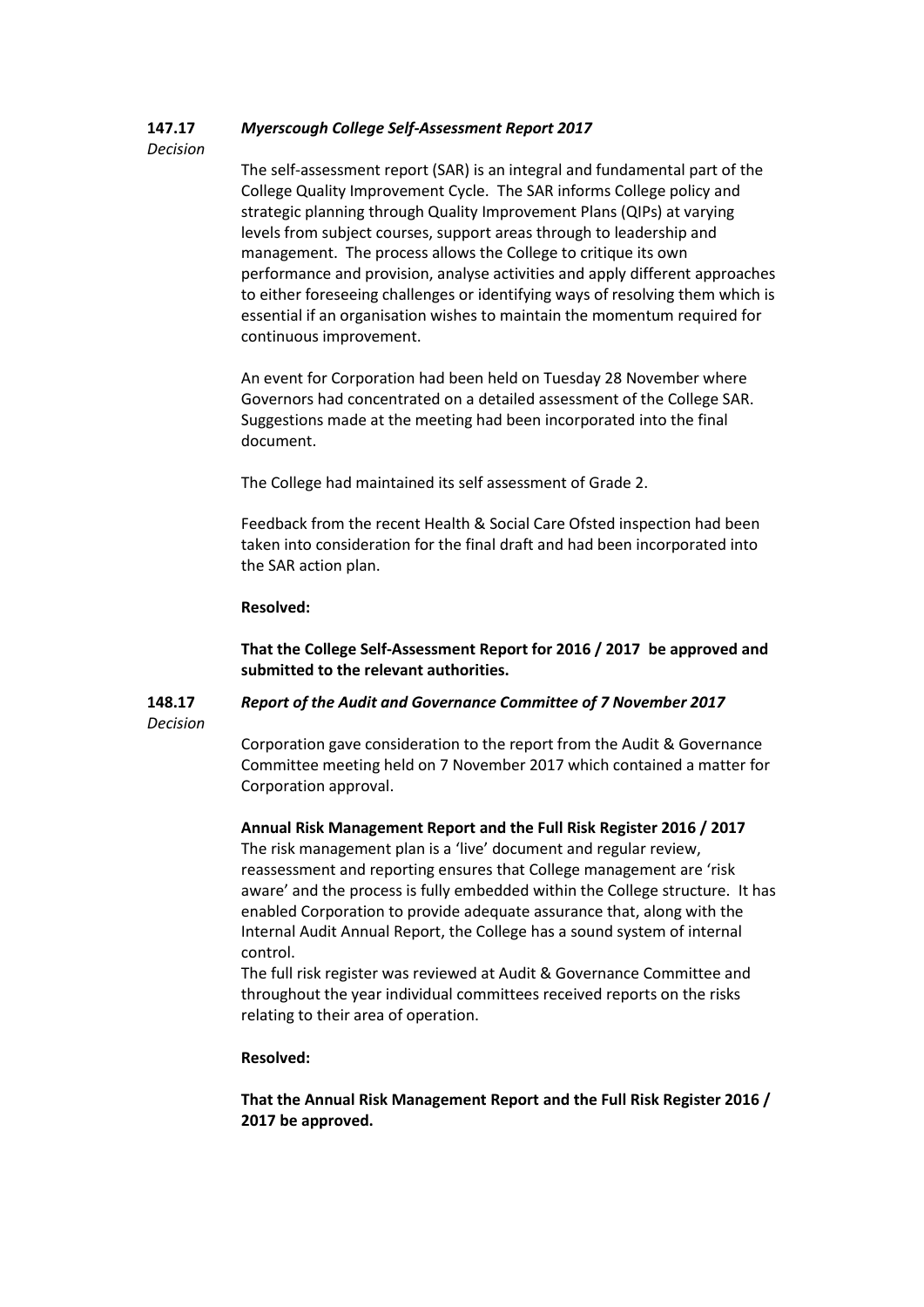**147.17** ***Myerscough College Self-Assessment Report 2017***
*Decision*

The self-assessment report (SAR) is an integral and fundamental part of the College Quality Improvement Cycle. The SAR informs College policy and strategic planning through Quality Improvement Plans (QIPs) at varying levels from subject courses, support areas through to leadership and management. The process allows the College to critique its own performance and provision, analyse activities and apply different approaches to either foreseeing challenges or identifying ways of resolving them which is essential if an organisation wishes to maintain the momentum required for continuous improvement.

An event for Corporation had been held on Tuesday 28 November where Governors had concentrated on a detailed assessment of the College SAR. Suggestions made at the meeting had been incorporated into the final document.

The College had maintained its self assessment of Grade 2.

Feedback from the recent Health & Social Care Ofsted inspection had been taken into consideration for the final draft and had been incorporated into the SAR action plan.

**Resolved:**

**That the College Self-Assessment Report for 2016 / 2017 be approved and submitted to the relevant authorities.**

**148.17** ***Report of the Audit and Governance Committee of 7 November 2017***
*Decision*

Corporation gave consideration to the report from the Audit & Governance Committee meeting held on 7 November 2017 which contained a matter for Corporation approval.

**Annual Risk Management Report and the Full Risk Register 2016 / 2017**
The risk management plan is a 'live' document and regular review, reassessment and reporting ensures that College management are 'risk aware' and the process is fully embedded within the College structure. It has enabled Corporation to provide adequate assurance that, along with the Internal Audit Annual Report, the College has a sound system of internal control.
The full risk register was reviewed at Audit & Governance Committee and throughout the year individual committees received reports on the risks relating to their area of operation.

**Resolved:**

**That the Annual Risk Management Report and the Full Risk Register 2016 / 2017 be approved.**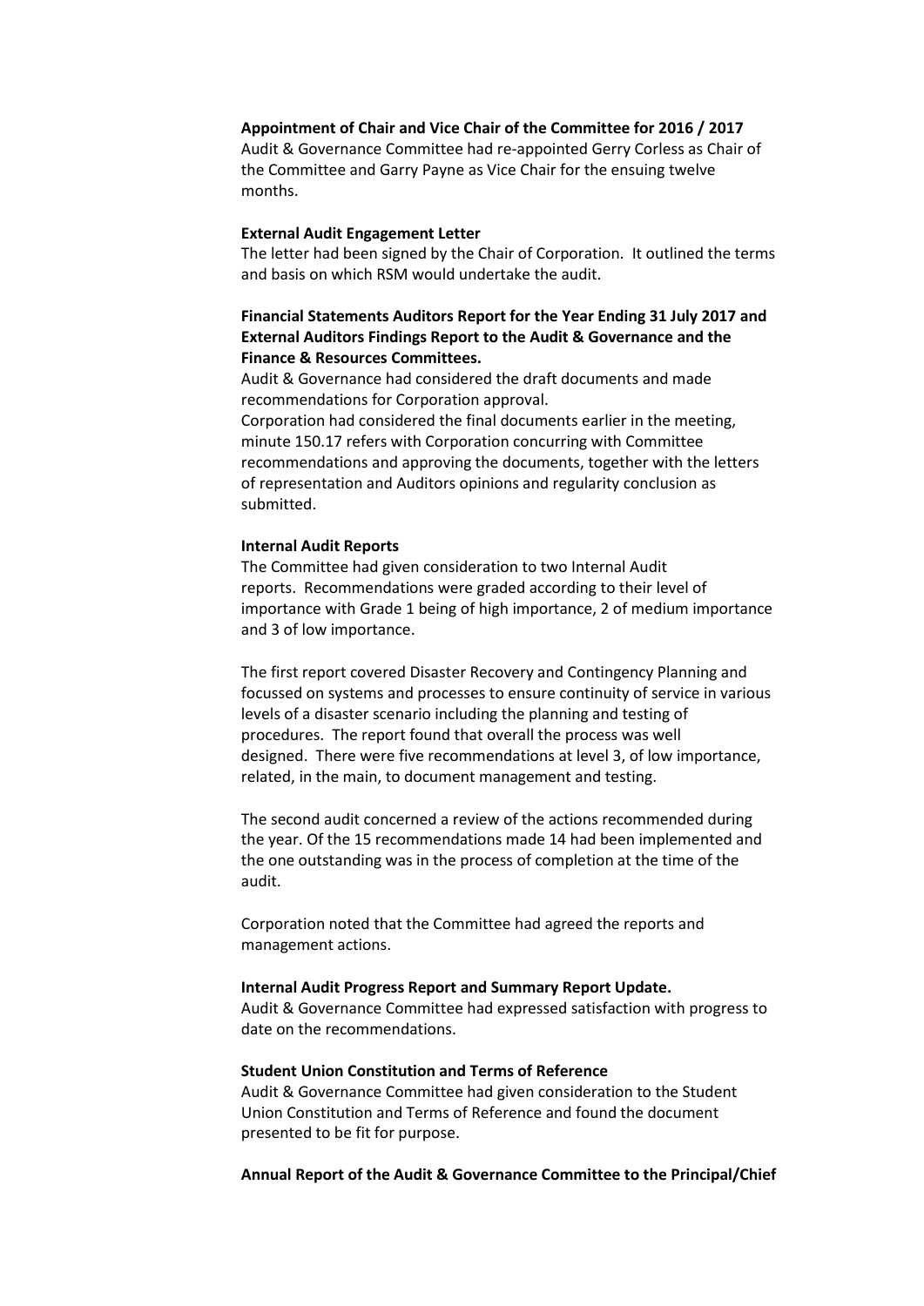**Appointment of Chair and Vice Chair of the Committee for 2016 / 2017**

Audit & Governance Committee had re-appointed Gerry Corless as Chair of the Committee and Garry Payne as Vice Chair for the ensuing twelve months.

**External Audit Engagement Letter**

The letter had been signed by the Chair of Corporation. It outlined the terms and basis on which RSM would undertake the audit.

**Financial Statements Auditors Report for the Year Ending 31 July 2017 and External Auditors Findings Report to the Audit & Governance and the Finance & Resources Committees.**

Audit & Governance had considered the draft documents and made recommendations for Corporation approval.

Corporation had considered the final documents earlier in the meeting, minute 150.17 refers with Corporation concurring with Committee recommendations and approving the documents, together with the letters of representation and Auditors opinions and regularity conclusion as submitted.

**Internal Audit Reports**

The Committee had given consideration to two Internal Audit reports. Recommendations were graded according to their level of importance with Grade 1 being of high importance, 2 of medium importance and 3 of low importance.

The first report covered Disaster Recovery and Contingency Planning and focussed on systems and processes to ensure continuity of service in various levels of a disaster scenario including the planning and testing of procedures. The report found that overall the process was well designed. There were five recommendations at level 3, of low importance, related, in the main, to document management and testing.

The second audit concerned a review of the actions recommended during the year. Of the 15 recommendations made 14 had been implemented and the one outstanding was in the process of completion at the time of the audit.

Corporation noted that the Committee had agreed the reports and management actions.

**Internal Audit Progress Report and Summary Report Update.**

Audit & Governance Committee had expressed satisfaction with progress to date on the recommendations.

**Student Union Constitution and Terms of Reference**

Audit & Governance Committee had given consideration to the Student Union Constitution and Terms of Reference and found the document presented to be fit for purpose.

**Annual Report of the Audit & Governance Committee to the Principal/Chief**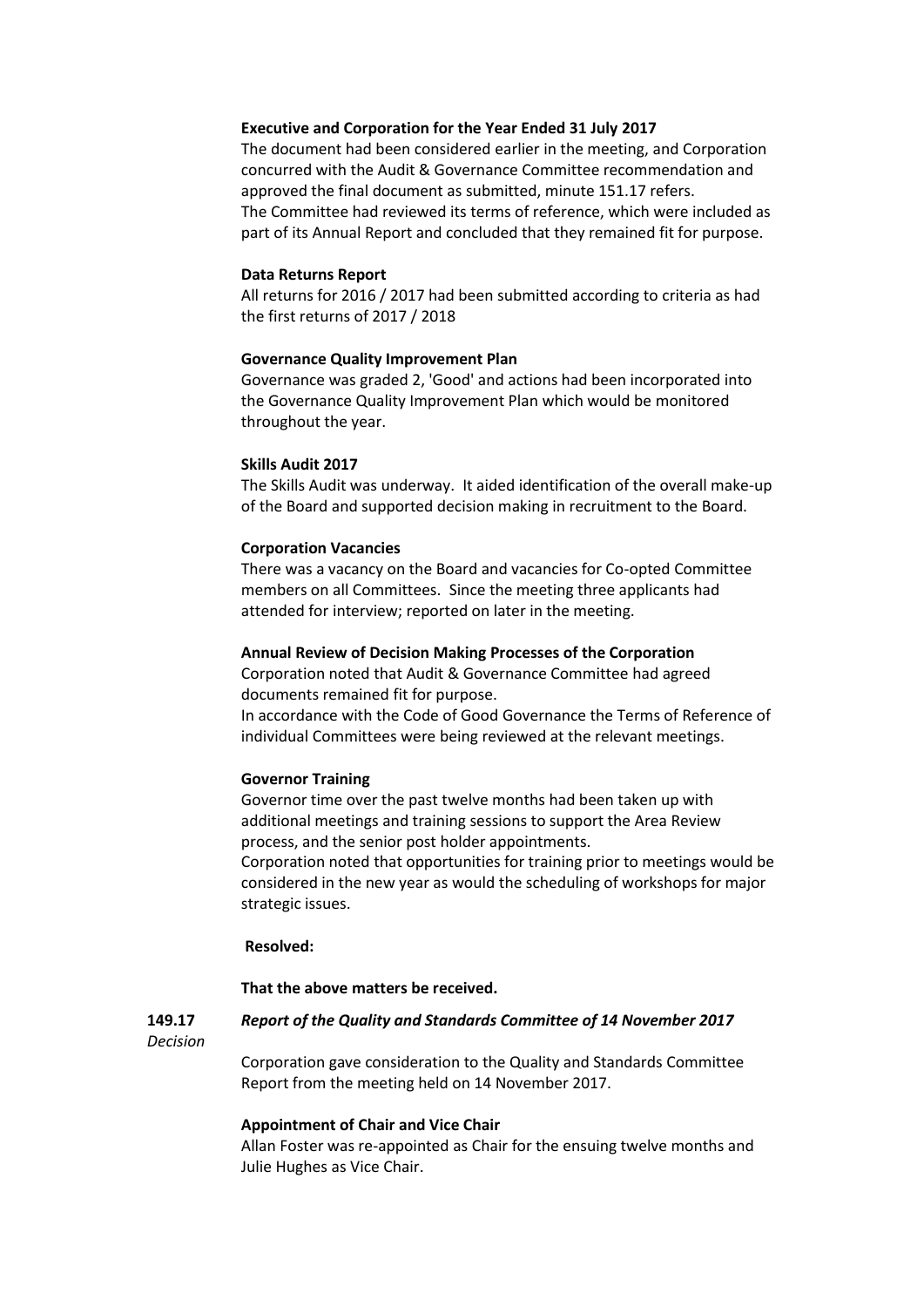**Executive and Corporation for the Year Ended 31 July 2017**

The document had been considered earlier in the meeting, and Corporation concurred with the Audit & Governance Committee recommendation and approved the final document as submitted, minute 151.17 refers.
The Committee had reviewed its terms of reference, which were included as part of its Annual Report and concluded that they remained fit for purpose.

**Data Returns Report**

All returns for 2016 / 2017 had been submitted according to criteria as had the first returns of 2017 / 2018

**Governance Quality Improvement Plan**

Governance was graded 2, 'Good' and actions had been incorporated into the Governance Quality Improvement Plan which would be monitored throughout the year.

**Skills Audit 2017**

The Skills Audit was underway. It aided identification of the overall make-up of the Board and supported decision making in recruitment to the Board.

**Corporation Vacancies**

There was a vacancy on the Board and vacancies for Co-opted Committee members on all Committees. Since the meeting three applicants had attended for interview; reported on later in the meeting.

**Annual Review of Decision Making Processes of the Corporation**

Corporation noted that Audit & Governance Committee had agreed documents remained fit for purpose.
In accordance with the Code of Good Governance the Terms of Reference of individual Committees were being reviewed at the relevant meetings.

**Governor Training**

Governor time over the past twelve months had been taken up with additional meetings and training sessions to support the Area Review process, and the senior post holder appointments.
Corporation noted that opportunities for training prior to meetings would be considered in the new year as would the scheduling of workshops for major strategic issues.

**Resolved:**

**That the above matters be received.**

**149.17** *Decision*

***Report of the Quality and Standards Committee of 14 November 2017***

Corporation gave consideration to the Quality and Standards Committee Report from the meeting held on 14 November 2017.

**Appointment of Chair and Vice Chair**

Allan Foster was re-appointed as Chair for the ensuing twelve months and Julie Hughes as Vice Chair.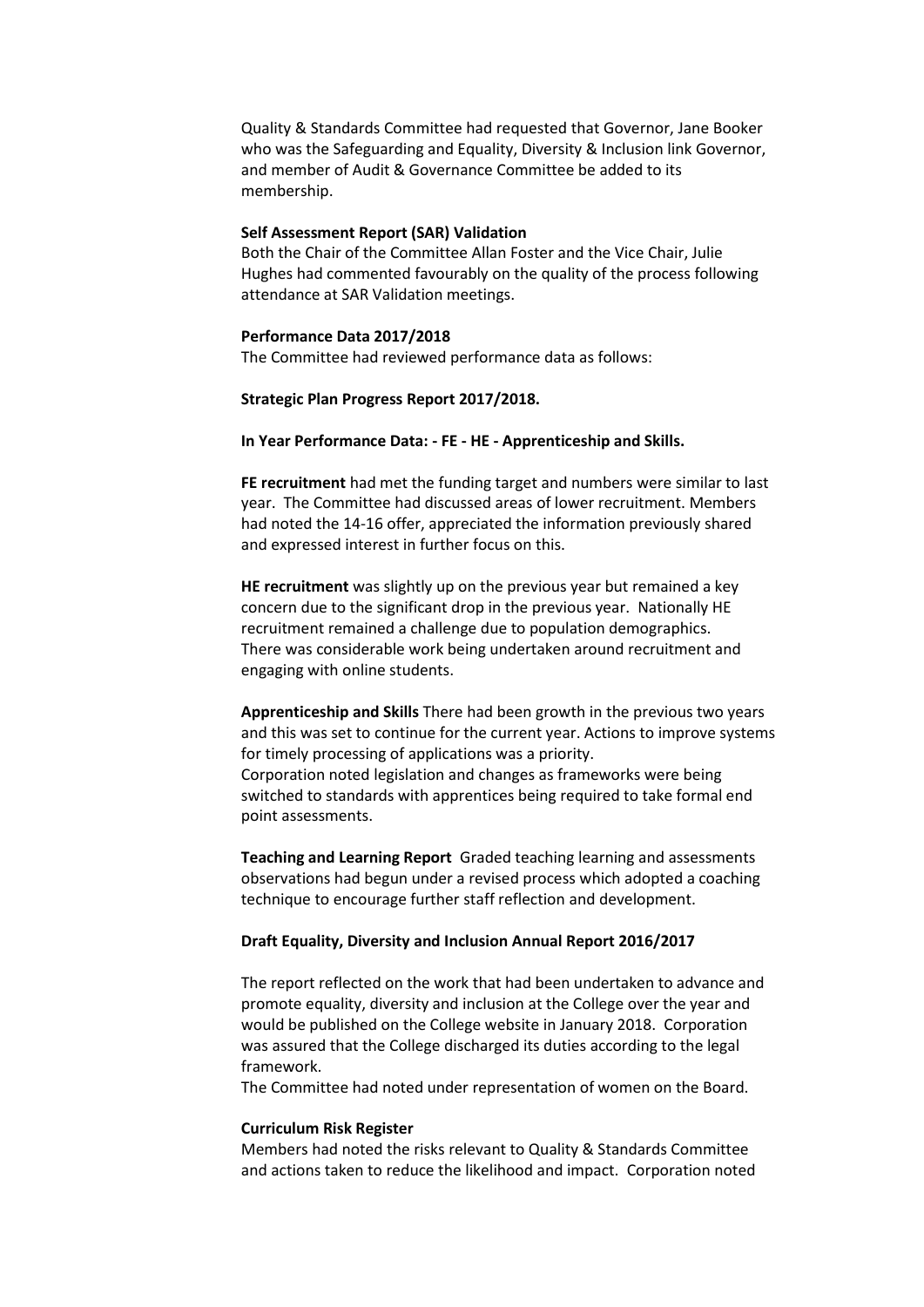Quality & Standards Committee had requested that Governor, Jane Booker who was the Safeguarding and Equality, Diversity & Inclusion link Governor, and member of Audit & Governance Committee be added to its membership.

**Self Assessment Report (SAR) Validation**

Both the Chair of the Committee Allan Foster and the Vice Chair, Julie Hughes had commented favourably on the quality of the process following attendance at SAR Validation meetings.

**Performance Data 2017/2018**

The Committee had reviewed performance data as follows:

**Strategic Plan Progress Report 2017/2018.**

**In Year Performance Data: - FE - HE - Apprenticeship and Skills.**

**FE recruitment** had met the funding target and numbers were similar to last year. The Committee had discussed areas of lower recruitment. Members had noted the 14-16 offer, appreciated the information previously shared and expressed interest in further focus on this.

**HE recruitment** was slightly up on the previous year but remained a key concern due to the significant drop in the previous year. Nationally HE recruitment remained a challenge due to population demographics. There was considerable work being undertaken around recruitment and engaging with online students.

**Apprenticeship and Skills** There had been growth in the previous two years and this was set to continue for the current year. Actions to improve systems for timely processing of applications was a priority.
Corporation noted legislation and changes as frameworks were being switched to standards with apprentices being required to take formal end point assessments.

**Teaching and Learning Report** Graded teaching learning and assessments observations had begun under a revised process which adopted a coaching technique to encourage further staff reflection and development.

**Draft Equality, Diversity and Inclusion Annual Report 2016/2017**

The report reflected on the work that had been undertaken to advance and promote equality, diversity and inclusion at the College over the year and would be published on the College website in January 2018. Corporation was assured that the College discharged its duties according to the legal framework.
The Committee had noted under representation of women on the Board.

**Curriculum Risk Register**

Members had noted the risks relevant to Quality & Standards Committee and actions taken to reduce the likelihood and impact. Corporation noted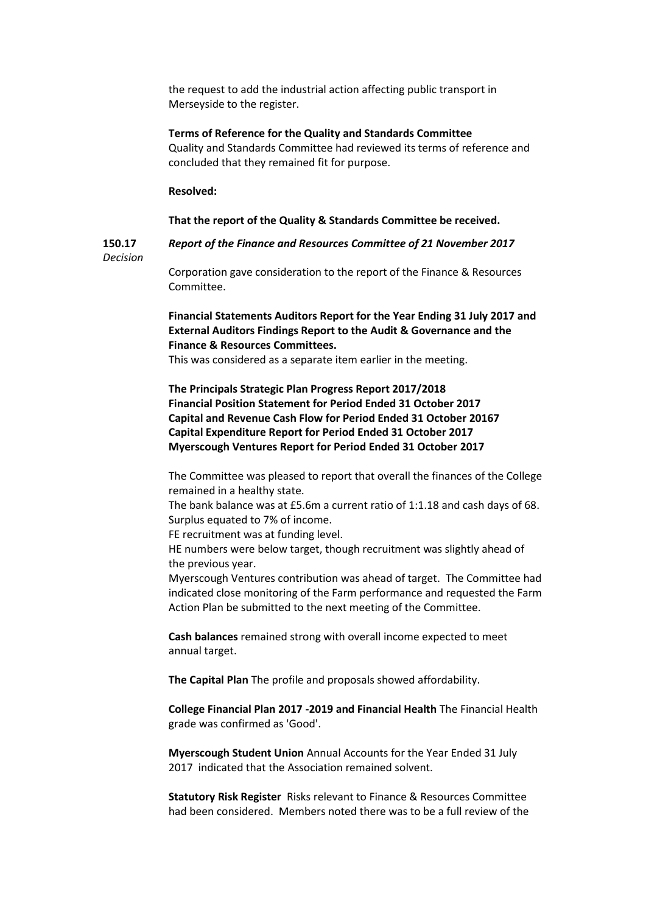the request to add the industrial action affecting public transport in Merseyside to the register.

**Terms of Reference for the Quality and Standards Committee**
Quality and Standards Committee had reviewed its terms of reference and concluded that they remained fit for purpose.

**Resolved:**

**That the report of the Quality & Standards Committee be received.**

**150.17** *Decision*

***Report of the Finance and Resources Committee of 21 November 2017***

Corporation gave consideration to the report of the Finance & Resources Committee.

**Financial Statements Auditors Report for the Year Ending 31 July 2017 and External Auditors Findings Report to the Audit & Governance and the Finance & Resources Committees.**
This was considered as a separate item earlier in the meeting.

**The Principals Strategic Plan Progress Report 2017/2018**
**Financial Position Statement for Period Ended 31 October 2017**
**Capital and Revenue Cash Flow for Period Ended 31 October 20167**
**Capital Expenditure Report for Period Ended 31 October 2017**
**Myerscough Ventures Report for Period Ended 31 October 2017**

The Committee was pleased to report that overall the finances of the College remained in a healthy state.
The bank balance was at £5.6m a current ratio of 1:1.18 and cash days of 68.
Surplus equated to 7% of income.
FE recruitment was at funding level.
HE numbers were below target, though recruitment was slightly ahead of the previous year.
Myerscough Ventures contribution was ahead of target. The Committee had indicated close monitoring of the Farm performance and requested the Farm Action Plan be submitted to the next meeting of the Committee.

**Cash balances** remained strong with overall income expected to meet annual target.

**The Capital Plan** The profile and proposals showed affordability.

**College Financial Plan 2017 -2019 and Financial Health** The Financial Health grade was confirmed as 'Good'.

**Myerscough Student Union** Annual Accounts for the Year Ended 31 July 2017 indicated that the Association remained solvent.

**Statutory Risk Register** Risks relevant to Finance & Resources Committee had been considered. Members noted there was to be a full review of the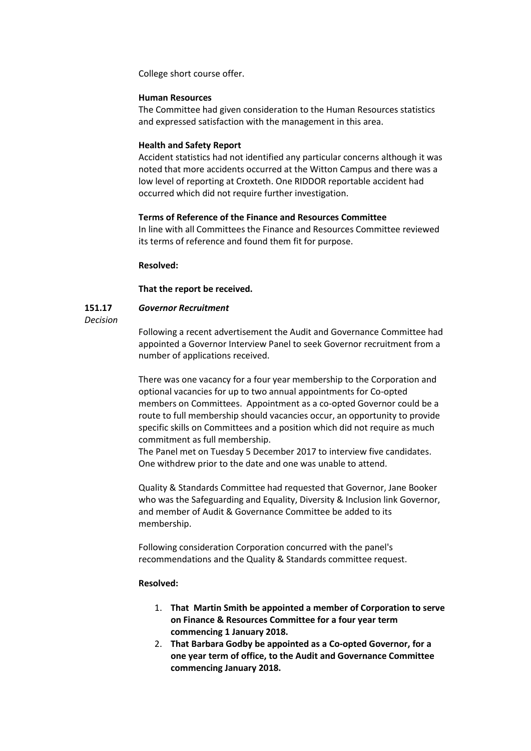College short course offer.

**Human Resources**

The Committee had given consideration to the Human Resources statistics and expressed satisfaction with the management in this area.

**Health and Safety Report**

Accident statistics had not identified any particular concerns although it was noted that more accidents occurred at the Witton Campus and there was a low level of reporting at Croxteth. One RIDDOR reportable accident had occurred which did not require further investigation.

**Terms of Reference of the Finance and Resources Committee**

In line with all Committees the Finance and Resources Committee reviewed its terms of reference and found them fit for purpose.

**Resolved:**

**That the report be received.**

**151.17** ***Governor Recruitment***

*Decision*

Following a recent advertisement the Audit and Governance Committee had appointed a Governor Interview Panel to seek Governor recruitment from a number of applications received.

There was one vacancy for a four year membership to the Corporation and optional vacancies for up to two annual appointments for Co-opted members on Committees. Appointment as a co-opted Governor could be a route to full membership should vacancies occur, an opportunity to provide specific skills on Committees and a position which did not require as much commitment as full membership.

The Panel met on Tuesday 5 December 2017 to interview five candidates. One withdrew prior to the date and one was unable to attend.

Quality & Standards Committee had requested that Governor, Jane Booker who was the Safeguarding and Equality, Diversity & Inclusion link Governor, and member of Audit & Governance Committee be added to its membership.

Following consideration Corporation concurred with the panel's recommendations and the Quality & Standards committee request.

**Resolved:**

1. **That Martin Smith be appointed a member of Corporation to serve on Finance & Resources Committee for a four year term commencing 1 January 2018.**
2. **That Barbara Godby be appointed as a Co-opted Governor, for a one year term of office, to the Audit and Governance Committee commencing January 2018.**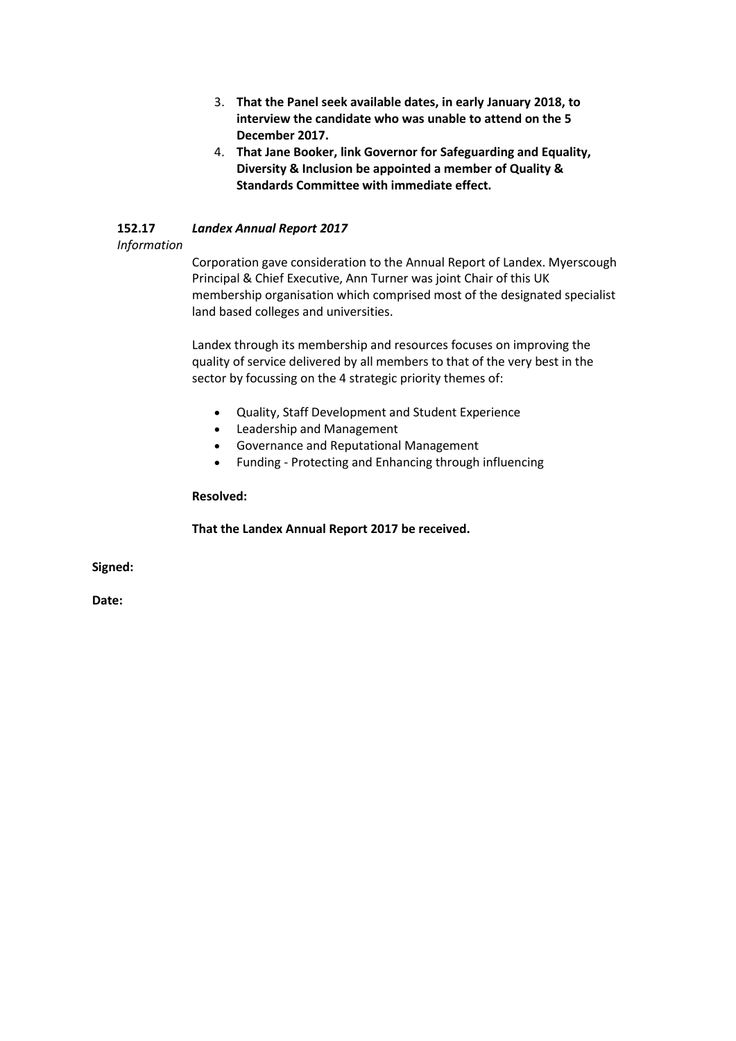3. **That the Panel seek available dates, in early January 2018, to interview the candidate who was unable to attend on the 5 December 2017.**
4. **That Jane Booker, link Governor for Safeguarding and Equality, Diversity & Inclusion be appointed a member of Quality & Standards Committee with immediate effect.**

**152.17** ***Landex Annual Report 2017***
*Information*

Corporation gave consideration to the Annual Report of Landex. Myerscough Principal & Chief Executive, Ann Turner was joint Chair of this UK membership organisation which comprised most of the designated specialist land based colleges and universities.

Landex through its membership and resources focuses on improving the quality of service delivered by all members to that of the very best in the sector by focussing on the 4 strategic priority themes of:

- Quality, Staff Development and Student Experience
- Leadership and Management
- Governance and Reputational Management
- Funding - Protecting and Enhancing through influencing

**Resolved:**

**That the Landex Annual Report 2017 be received.**

**Signed:**

**Date:**